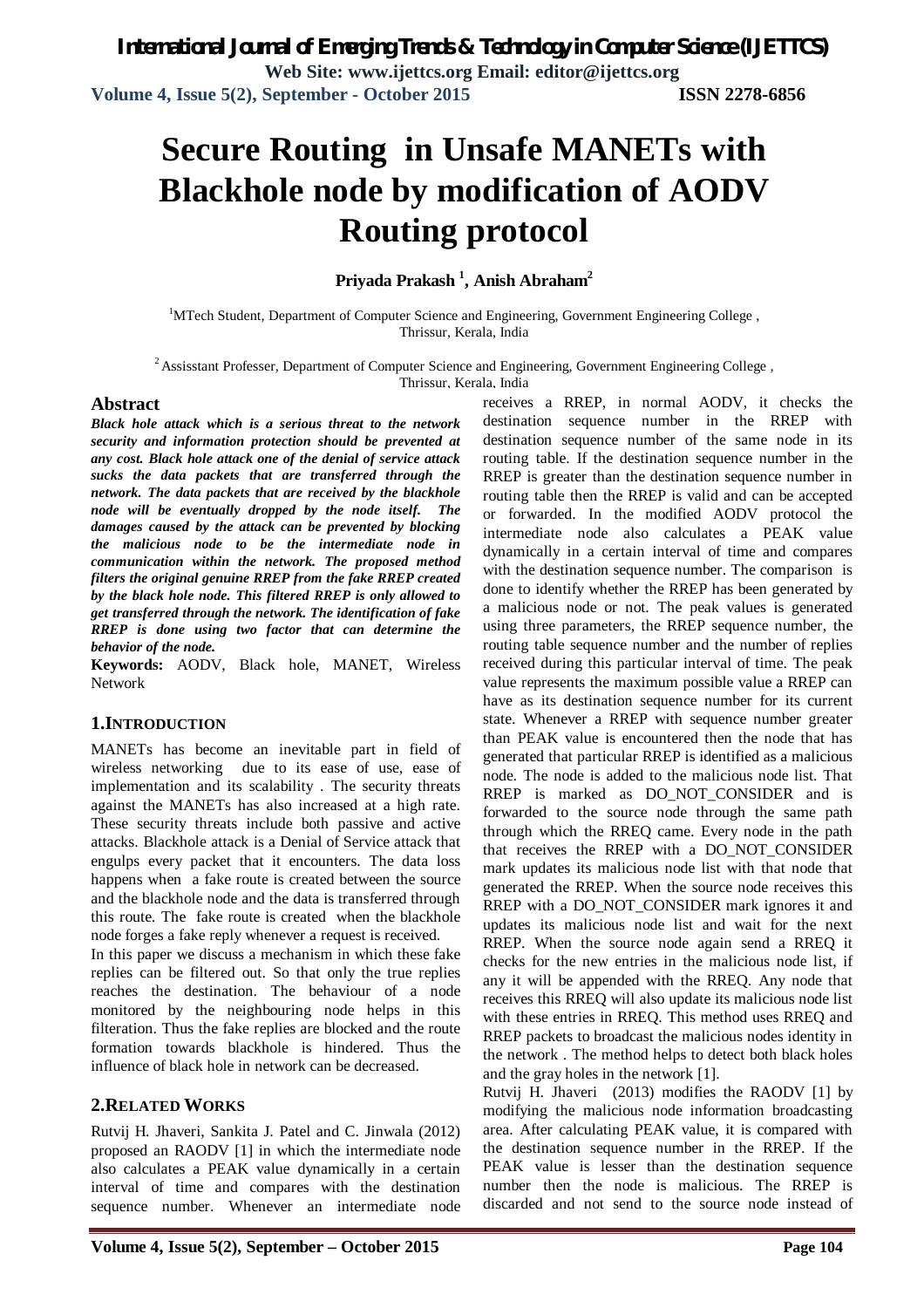# Secure Routing in Unsafe MANETs with Blackhole node by modification of AODV Routing protocol

**Priyada Prakash [1], Anish Abraham[2]**

[1]MTech Student, Department of Computer Science and Engineering, Government Engineering College , Thrissur, Kerala, India

[2] Assisstant Professer, Department of Computer Science and Engineering, Government Engineering College , Thrissur, Kerala, India

## Abstract

***Black hole attack which is a serious threat to the network security and information protection should be prevented at any cost. Black hole attack one of the denial of service attack sucks the data packets that are transferred through the network. The data packets that are received by the blackhole node will be eventually dropped by the node itself. The damages caused by the attack can be prevented by blocking the malicious node to be the intermediate node in communication within the network. The proposed method filters the original genuine RREP from the fake RREP created by the black hole node. This filtered RREP is only allowed to get transferred through the network. The identification of fake RREP is done using two factor that can determine the behavior of the node.***

**Keywords:** AODV, Black hole, MANET, Wireless Network

## 1.INTRODUCTION

MANETs has become an inevitable part in field of wireless networking due to its ease of use, ease of implementation and its scalability . The security threats against the MANETs has also increased at a high rate. These security threats include both passive and active attacks. Blackhole attack is a Denial of Service attack that engulps every packet that it encounters. The data loss happens when a fake route is created between the source and the blackhole node and the data is transferred through this route. The fake route is created when the blackhole node forges a fake reply whenever a request is received.

In this paper we discuss a mechanism in which these fake replies can be filtered out. So that only the true replies reaches the destination. The behaviour of a node monitored by the neighbouring node helps in this filteration. Thus the fake replies are blocked and the route formation towards blackhole is hindered. Thus the influence of black hole in network can be decreased.

## 2.RELATED WORKS

Rutvij H. Jhaveri, Sankita J. Patel and C. Jinwala (2012) proposed an RAODV [1] in which the intermediate node also calculates a PEAK value dynamically in a certain interval of time and compares with the destination sequence number. Whenever an intermediate node receives a RREP, in normal AODV, it checks the destination sequence number in the RREP with destination sequence number of the same node in its routing table. If the destination sequence number in the RREP is greater than the destination sequence number in routing table then the RREP is valid and can be accepted or forwarded. In the modified AODV protocol the intermediate node also calculates a PEAK value dynamically in a certain interval of time and compares with the destination sequence number. The comparison is done to identify whether the RREP has been generated by a malicious node or not. The peak values is generated using three parameters, the RREP sequence number, the routing table sequence number and the number of replies received during this particular interval of time. The peak value represents the maximum possible value a RREP can have as its destination sequence number for its current state. Whenever a RREP with sequence number greater than PEAK value is encountered then the node that has generated that particular RREP is identified as a malicious node. The node is added to the malicious node list. That RREP is marked as DO_NOT_CONSIDER and is forwarded to the source node through the same path through which the RREQ came. Every node in the path that receives the RREP with a DO_NOT_CONSIDER mark updates its malicious node list with that node that generated the RREP. When the source node receives this RREP with a DO_NOT_CONSIDER mark ignores it and updates its malicious node list and wait for the next RREP. When the source node again send a RREQ it checks for the new entries in the malicious node list, if any it will be appended with the RREQ. Any node that receives this RREQ will also update its malicious node list with these entries in RREQ. This method uses RREQ and RREP packets to broadcast the malicious nodes identity in the network . The method helps to detect both black holes and the gray holes in the network [1].

Rutvij H. Jhaveri (2013) modifies the RAODV [1] by modifying the malicious node information broadcasting area. After calculating PEAK value, it is compared with the destination sequence number in the RREP. If the PEAK value is lesser than the destination sequence number then the node is malicious. The RREP is discarded and not send to the source node instead of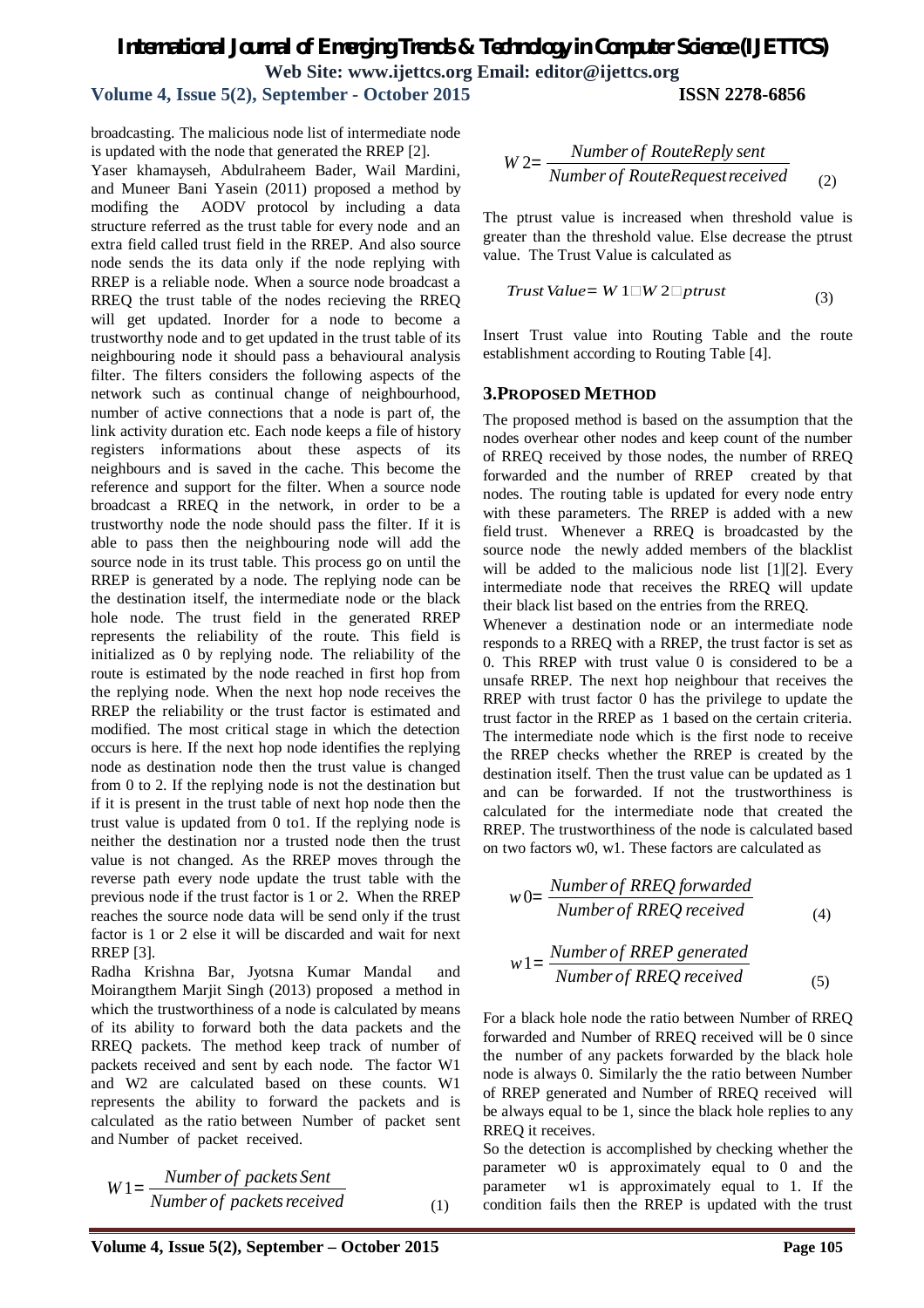broadcasting. The malicious node list of intermediate node is updated with the node that generated the RREP [2].

Yaser khamayseh, Abdulraheem Bader, Wail Mardini, and Muneer Bani Yasein (2011) proposed a method by modifing the AODV protocol by including a data structure referred as the trust table for every node and an extra field called trust field in the RREP. And also source node sends the its data only if the node replying with RREP is a reliable node. When a source node broadcast a RREQ the trust table of the nodes recieving the RREQ will get updated. Inorder for a node to become a trustworthy node and to get updated in the trust table of its neighbouring node it should pass a behavioural analysis filter. The filters considers the following aspects of the network such as continual change of neighbourhood, number of active connections that a node is part of, the link activity duration etc. Each node keeps a file of history registers informations about these aspects of its neighbours and is saved in the cache. This become the reference and support for the filter. When a source node broadcast a RREQ in the network, in order to be a trustworthy node the node should pass the filter. If it is able to pass then the neighbouring node will add the source node in its trust table. This process go on until the RREP is generated by a node. The replying node can be the destination itself, the intermediate node or the black hole node. The trust field in the generated RREP represents the reliability of the route. This field is initialized as 0 by replying node. The reliability of the route is estimated by the node reached in first hop from the replying node. When the next hop node receives the RREP the reliability or the trust factor is estimated and modified. The most critical stage in which the detection occurs is here. If the next hop node identifies the replying node as destination node then the trust value is changed from 0 to 2. If the replying node is not the destination but if it is present in the trust table of next hop node then the trust value is updated from 0 to1. If the replying node is neither the destination nor a trusted node then the trust value is not changed. As the RREP moves through the reverse path every node update the trust table with the previous node if the trust factor is 1 or 2. When the RREP reaches the source node data will be send only if the trust factor is 1 or 2 else it will be discarded and wait for next RREP [3].

Radha Krishna Bar, Jyotsna Kumar Mandal and Moirangthem Marjit Singh (2013) proposed a method in which the trustworthiness of a node is calculated by means of its ability to forward both the data packets and the RREQ packets. The method keep track of number of packets received and sent by each node. The factor W1 and W2 are calculated based on these counts. W1 represents the ability to forward the packets and is calculated as the ratio between Number of packet sent and Number of packet received.

$$W1=\frac{Number\ of\ packets\ Sent}{Number\ of\ packets\ received} \tag{1}$$

$$W2=\frac{Number\ of\ RouteReply\ sent}{Number\ of\ RouteRequest\ received} \tag{2}$$

The ptrust value is increased when threshold value is greater than the threshold value. Else decrease the ptrust value. The Trust Value is calculated as

$$Trust\ Value = W1 \square W2 \square ptrust \tag{3}$$

Insert Trust value into Routing Table and the route establishment according to Routing Table [4].

## 3.PROPOSED METHOD

The proposed method is based on the assumption that the nodes overhear other nodes and keep count of the number of RREQ received by those nodes, the number of RREQ forwarded and the number of RREP created by that nodes. The routing table is updated for every node entry with these parameters. The RREP is added with a new field trust. Whenever a RREQ is broadcasted by the source node the newly added members of the blacklist will be added to the malicious node list [1][2]. Every intermediate node that receives the RREQ will update their black list based on the entries from the RREQ.

Whenever a destination node or an intermediate node responds to a RREQ with a RREP, the trust factor is set as 0. This RREP with trust value 0 is considered to be a unsafe RREP. The next hop neighbour that receives the RREP with trust factor 0 has the privilege to update the trust factor in the RREP as 1 based on the certain criteria. The intermediate node which is the first node to receive the RREP checks whether the RREP is created by the destination itself. Then the trust value can be updated as 1 and can be forwarded. If not the trustworthiness is calculated for the intermediate node that created the RREP. The trustworthiness of the node is calculated based on two factors w0, w1. These factors are calculated as

$$w0=\frac{Number\ of\ RREQ\ forwarded}{Number\ of\ RREQ\ received} \tag{4}$$

$$w1=\frac{Number\ of\ RREP\ generated}{Number\ of\ RREQ\ received} \tag{5}$$

For a black hole node the ratio between Number of RREQ forwarded and Number of RREQ received will be 0 since the number of any packets forwarded by the black hole node is always 0. Similarly the the ratio between Number of RREP generated and Number of RREQ received will be always equal to be 1, since the black hole replies to any RREQ it receives.

So the detection is accomplished by checking whether the parameter w0 is approximately equal to 0 and the parameter w1 is approximately equal to 1. If the condition fails then the RREP is updated with the trust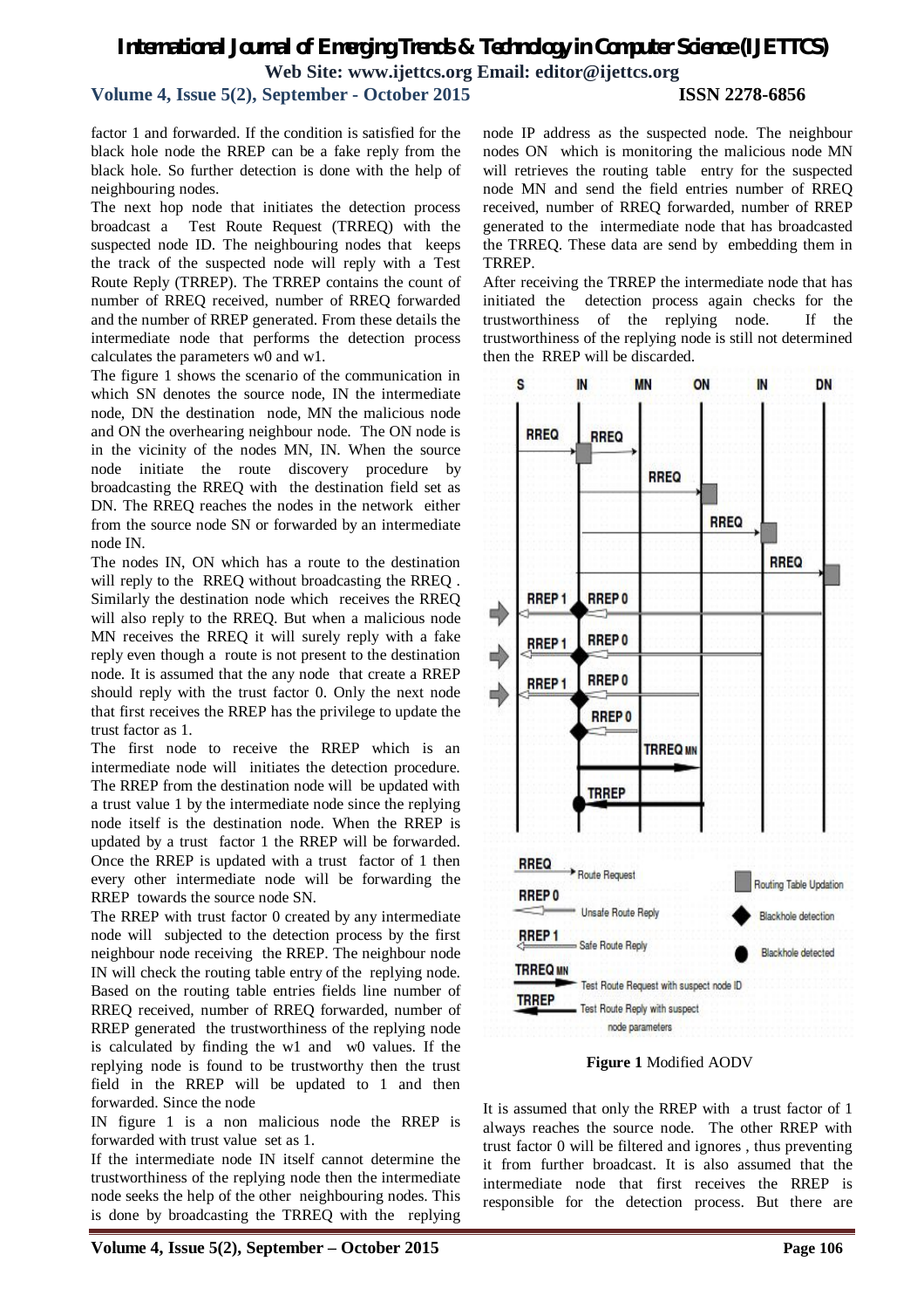factor 1 and forwarded. If the condition is satisfied for the black hole node the RREP can be a fake reply from the black hole. So further detection is done with the help of neighbouring nodes.

The next hop node that initiates the detection process broadcast a Test Route Request (TRREQ) with the suspected node ID. The neighbouring nodes that keeps the track of the suspected node will reply with a Test Route Reply (TRREP). The TRREP contains the count of number of RREQ received, number of RREQ forwarded and the number of RREP generated. From these details the intermediate node that performs the detection process calculates the parameters w0 and w1.

The figure 1 shows the scenario of the communication in which SN denotes the source node, IN the intermediate node, DN the destination node, MN the malicious node and ON the overhearing neighbour node. The ON node is in the vicinity of the nodes MN, IN. When the source node initiate the route discovery procedure by broadcasting the RREQ with the destination field set as DN. The RREQ reaches the nodes in the network either from the source node SN or forwarded by an intermediate node IN.

The nodes IN, ON which has a route to the destination will reply to the RREQ without broadcasting the RREQ . Similarly the destination node which receives the RREQ will also reply to the RREQ. But when a malicious node MN receives the RREQ it will surely reply with a fake reply even though a route is not present to the destination node. It is assumed that the any node that create a RREP should reply with the trust factor 0. Only the next node that first receives the RREP has the privilege to update the trust factor as 1.

The first node to receive the RREP which is an intermediate node will initiates the detection procedure. The RREP from the destination node will be updated with a trust value 1 by the intermediate node since the replying node itself is the destination node. When the RREP is updated by a trust factor 1 the RREP will be forwarded. Once the RREP is updated with a trust factor of 1 then every other intermediate node will be forwarding the RREP towards the source node SN.

The RREP with trust factor 0 created by any intermediate node will subjected to the detection process by the first neighbour node receiving the RREP. The neighbour node IN will check the routing table entry of the replying node. Based on the routing table entries fields line number of RREQ received, number of RREQ forwarded, number of RREP generated the trustworthiness of the replying node is calculated by finding the w1 and w0 values. If the replying node is found to be trustworthy then the trust field in the RREP will be updated to 1 and then forwarded. Since the node

IN figure 1 is a non malicious node the RREP is forwarded with trust value set as 1.

If the intermediate node IN itself cannot determine the trustworthiness of the replying node then the intermediate node seeks the help of the other neighbouring nodes. This is done by broadcasting the TRREQ with the replying node IP address as the suspected node. The neighbour nodes ON which is monitoring the malicious node MN will retrieves the routing table entry for the suspected node MN and send the field entries number of RREQ received, number of RREQ forwarded, number of RREP generated to the intermediate node that has broadcasted the TRREQ. These data are send by embedding them in TRREP.

After receiving the TRREP the intermediate node that has initiated the detection process again checks for the trustworthiness of the replying node. If the trustworthiness of the replying node is still not determined then the RREP will be discarded.

**Figure 1** Modified AODV

It is assumed that only the RREP with a trust factor of 1 always reaches the source node. The other RREP with trust factor 0 will be filtered and ignores , thus preventing it from further broadcast. It is also assumed that the intermediate node that first receives the RREP is responsible for the detection process. But there are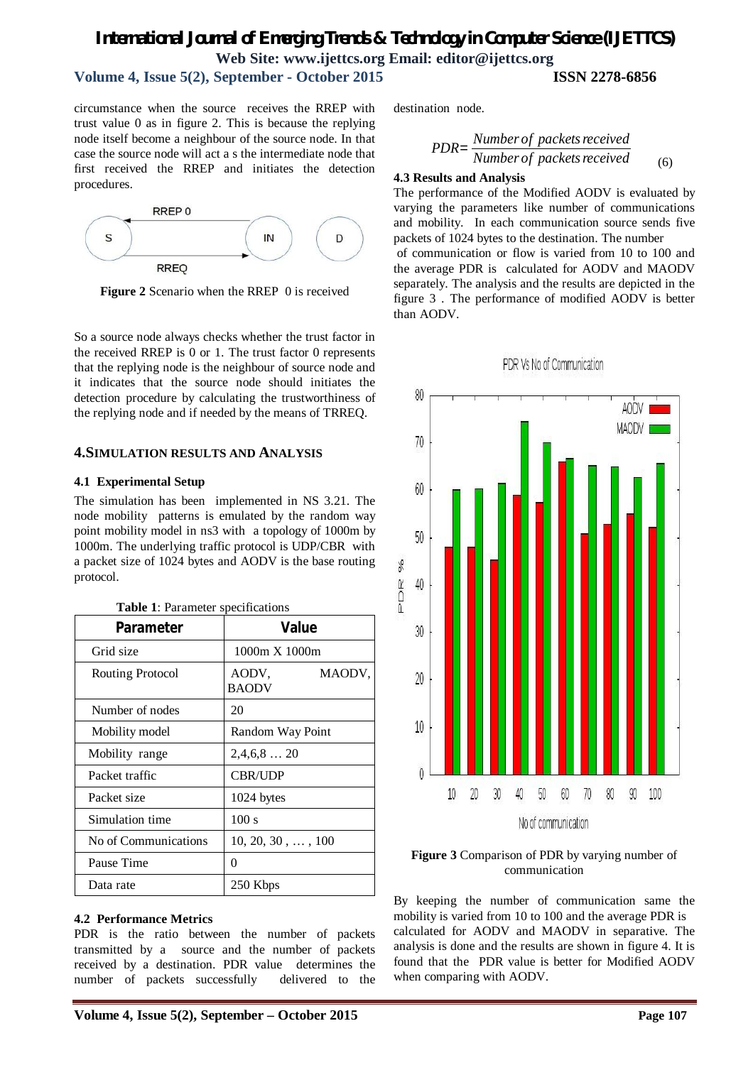circumstance when the source receives the RREP with trust value 0 as in figure 2. This is because the replying node itself become a neighbour of the source node. In that case the source node will act a s the intermediate node that first received the RREP and initiates the detection procedures.

**Figure 2** Scenario when the RREP 0 is received

So a source node always checks whether the trust factor in the received RREP is 0 or 1. The trust factor 0 represents that the replying node is the neighbour of source node and it indicates that the source node should initiates the detection procedure by calculating the trustworthiness of the replying node and if needed by the means of TRREQ.

## 4. SIMULATION RESULTS AND ANALYSIS

### 4.1 Experimental Setup

The simulation has been implemented in NS 3.21. The node mobility patterns is emulated by the random way point mobility model in ns3 with a topology of 1000m by 1000m. The underlying traffic protocol is UDP/CBR with a packet size of 1024 bytes and AODV is the base routing protocol.

**Table 1**: Parameter specifications

| Parameter | Value |
|---|---|
| Grid size | 1000m X 1000m |
| Routing Protocol | AODV, MAODV, BAODV |
| Number of nodes | 20 |
| Mobility model | Random Way Point |
| Mobility range | 2,4,6,8 … 20 |
| Packet traffic | CBR/UDP |
| Packet size | 1024 bytes |
| Simulation time | 100 s |
| No of Communications | 10, 20, 30 , … , 100 |
| Pause Time | 0 |
| Data rate | 250 Kbps |

### 4.2 Performance Metrics

PDR is the ratio between the number of packets transmitted by a source and the number of packets received by a destination. PDR value determines the number of packets successfully delivered to the destination node.

$$PDR = \frac{Number\ of\ packets\ received}{Number\ of\ packets\ received} \quad (6)$$

### 4.3 Results and Analysis

The performance of the Modified AODV is evaluated by varying the parameters like number of communications and mobility. In each communication source sends five packets of 1024 bytes to the destination. The number of communication or flow is varied from 10 to 100 and the average PDR is calculated for AODV and MAODV separately. The analysis and the results are depicted in the figure 3 . The performance of modified AODV is better than AODV.

**Figure 3** Comparison of PDR by varying number of communication

By keeping the number of communication same the mobility is varied from 10 to 100 and the average PDR is calculated for AODV and MAODV in separative. The analysis is done and the results are shown in figure 4. It is found that the PDR value is better for Modified AODV when comparing with AODV.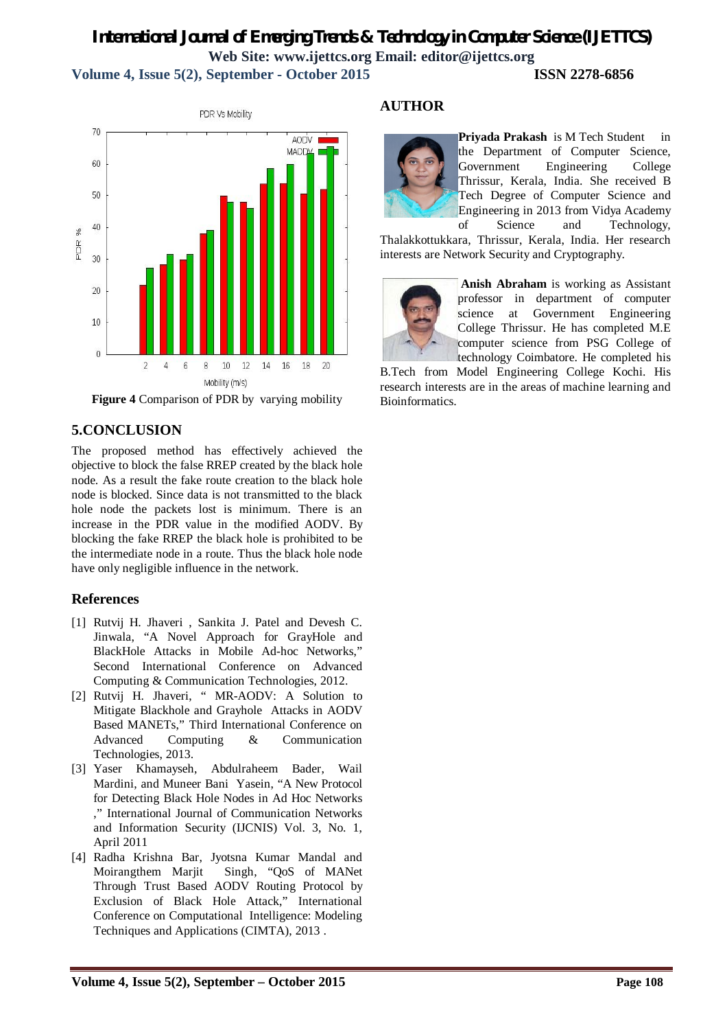PDR Vs Mobility

AODV
MAODV

PDR %

70
60
50
40
30
20
10
0

2 4 6 8 10 12 14 16 18 20

Mobility (m/s)

**Figure 4** Comparison of PDR by varying mobility

## 5.CONCLUSION

The proposed method has effectively achieved the objective to block the false RREP created by the black hole node. As a result the fake route creation to the black hole node is blocked. Since data is not transmitted to the black hole node the packets lost is minimum. There is an increase in the PDR value in the modified AODV. By blocking the fake RREP the black hole is prohibited to be the intermediate node in a route. Thus the black hole node have only negligible influence in the network.

## References

[1] Rutvij H. Jhaveri , Sankita J. Patel and Devesh C. Jinwala, "A Novel Approach for GrayHole and BlackHole Attacks in Mobile Ad-hoc Networks," Second International Conference on Advanced Computing & Communication Technologies, 2012.

[2] Rutvij H. Jhaveri, " MR-AODV: A Solution to Mitigate Blackhole and Grayhole Attacks in AODV Based MANETs," Third International Conference on Advanced Computing & Communication Technologies, 2013.

[3] Yaser Khamayseh, Abdulraheem Bader, Wail Mardini, and Muneer Bani Yasein, "A New Protocol for Detecting Black Hole Nodes in Ad Hoc Networks ," International Journal of Communication Networks and Information Security (IJCNIS) Vol. 3, No. 1, April 2011

[4] Radha Krishna Bar, Jyotsna Kumar Mandal and Moirangthem Marjit Singh, "QoS of MANet Through Trust Based AODV Routing Protocol by Exclusion of Black Hole Attack," International Conference on Computational Intelligence: Modeling Techniques and Applications (CIMTA), 2013 .

## AUTHOR

**Priyada Prakash** is M Tech Student in the Department of Computer Science, Government Engineering College Thrissur, Kerala, India. She received B Tech Degree of Computer Science and Engineering in 2013 from Vidya Academy of Science and Technology, Thalakkottukkara, Thrissur, Kerala, India. Her research interests are Network Security and Cryptography.

**Anish Abraham** is working as Assistant professor in department of computer science at Government Engineering College Thrissur. He has completed M.E computer science from PSG College of technology Coimbatore. He completed his B.Tech from Model Engineering College Kochi. His research interests are in the areas of machine learning and Bioinformatics.